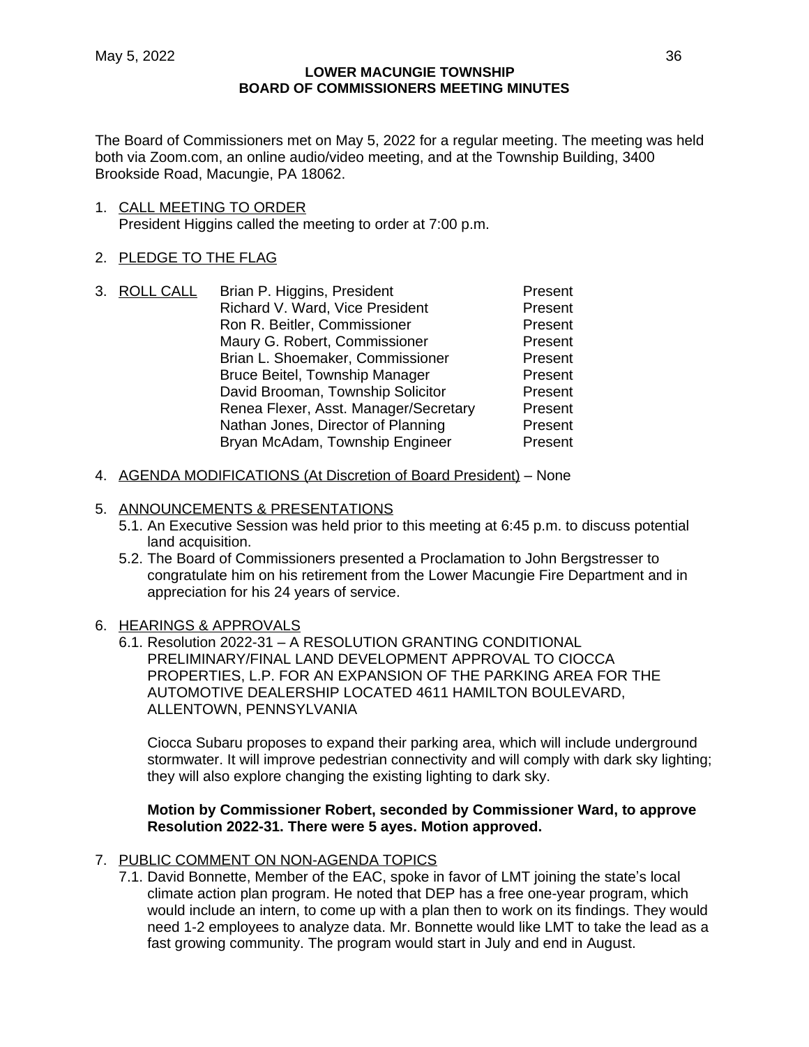**LOWER MACUNGIE TOWNSHIP**
**BOARD OF COMMISSIONERS MEETING MINUTES**

The Board of Commissioners met on May 5, 2022 for a regular meeting. The meeting was held both via Zoom.com, an online audio/video meeting, and at the Township Building, 3400 Brookside Road, Macungie, PA 18062.

1. CALL MEETING TO ORDER
   President Higgins called the meeting to order at 7:00 p.m.

2. PLEDGE TO THE FLAG

3. ROLL CALL

| | |
|---|---|
| Brian P. Higgins, President | Present |
| Richard V. Ward, Vice President | Present |
| Ron R. Beitler, Commissioner | Present |
| Maury G. Robert, Commissioner | Present |
| Brian L. Shoemaker, Commissioner | Present |
| Bruce Beitel, Township Manager | Present |
| David Brooman, Township Solicitor | Present |
| Renea Flexer, Asst. Manager/Secretary | Present |
| Nathan Jones, Director of Planning | Present |
| Bryan McAdam, Township Engineer | Present |

4. AGENDA MODIFICATIONS (At Discretion of Board President) – None

5. ANNOUNCEMENTS & PRESENTATIONS
   5.1. An Executive Session was held prior to this meeting at 6:45 p.m. to discuss potential land acquisition.
   5.2. The Board of Commissioners presented a Proclamation to John Bergstresser to congratulate him on his retirement from the Lower Macungie Fire Department and in appreciation for his 24 years of service.

6. HEARINGS & APPROVALS
   6.1. Resolution 2022-31 – A RESOLUTION GRANTING CONDITIONAL PRELIMINARY/FINAL LAND DEVELOPMENT APPROVAL TO CIOCCA PROPERTIES, L.P. FOR AN EXPANSION OF THE PARKING AREA FOR THE AUTOMOTIVE DEALERSHIP LOCATED 4611 HAMILTON BOULEVARD, ALLENTOWN, PENNSYLVANIA

   Ciocca Subaru proposes to expand their parking area, which will include underground stormwater. It will improve pedestrian connectivity and will comply with dark sky lighting; they will also explore changing the existing lighting to dark sky.

   **Motion by Commissioner Robert, seconded by Commissioner Ward, to approve Resolution 2022-31. There were 5 ayes. Motion approved.**

7. PUBLIC COMMENT ON NON-AGENDA TOPICS
   7.1. David Bonnette, Member of the EAC, spoke in favor of LMT joining the state's local climate action plan program. He noted that DEP has a free one-year program, which would include an intern, to come up with a plan then to work on its findings. They would need 1-2 employees to analyze data. Mr. Bonnette would like LMT to take the lead as a fast growing community. The program would start in July and end in August.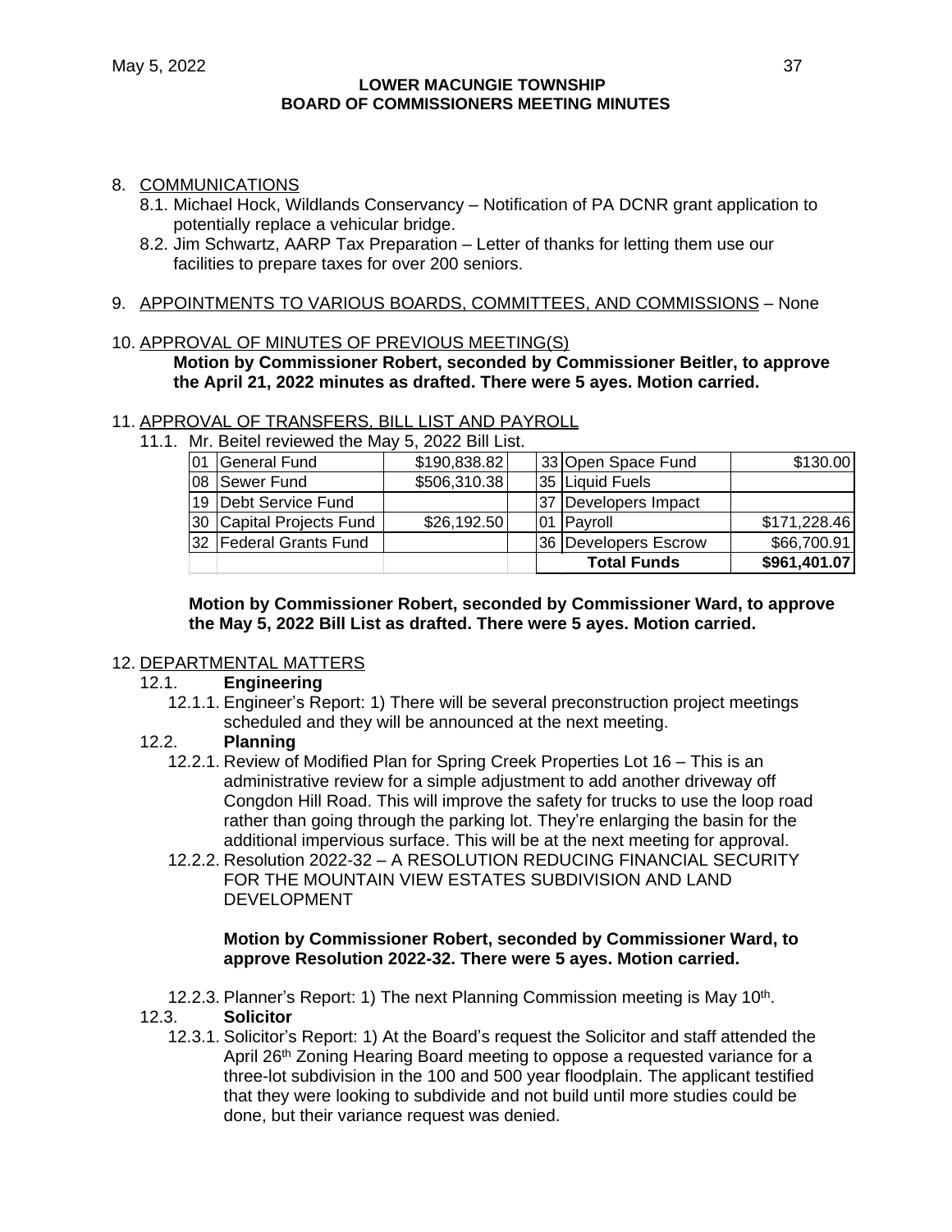8. COMMUNICATIONS
   - 8.1. Michael Hock, Wildlands Conservancy – Notification of PA DCNR grant application to potentially replace a vehicular bridge.
   - 8.2. Jim Schwartz, AARP Tax Preparation – Letter of thanks for letting them use our facilities to prepare taxes for over 200 seniors.

9. APPOINTMENTS TO VARIOUS BOARDS, COMMITTEES, AND COMMISSIONS – None

10. APPROVAL OF MINUTES OF PREVIOUS MEETING(S)

    **Motion by Commissioner Robert, seconded by Commissioner Beitler, to approve the April 21, 2022 minutes as drafted. There were 5 ayes. Motion carried.**

11. APPROVAL OF TRANSFERS, BILL LIST AND PAYROLL
    - 11.1. Mr. Beitel reviewed the May 5, 2022 Bill List.

| | | | | | | |
|---|---|---|---|---|---|---|
| 01 | General Fund | $190,838.82 | | 33 | Open Space Fund | $130.00 |
| 08 | Sewer Fund | $506,310.38 | | 35 | Liquid Fuels | |
| 19 | Debt Service Fund | | | 37 | Developers Impact | |
| 30 | Capital Projects Fund | $26,192.50 | | 01 | Payroll | $171,228.46 |
| 32 | Federal Grants Fund | | | 36 | Developers Escrow | $66,700.91 |
| | | | | | **Total Funds** | **$961,401.07** |

**Motion by Commissioner Robert, seconded by Commissioner Ward, to approve the May 5, 2022 Bill List as drafted. There were 5 ayes. Motion carried.**

12. DEPARTMENTAL MATTERS
    - 12.1. **Engineering**
      - 12.1.1. Engineer's Report: 1) There will be several preconstruction project meetings scheduled and they will be announced at the next meeting.
    - 12.2. **Planning**
      - 12.2.1. Review of Modified Plan for Spring Creek Properties Lot 16 – This is an administrative review for a simple adjustment to add another driveway off Congdon Hill Road. This will improve the safety for trucks to use the loop road rather than going through the parking lot. They're enlarging the basin for the additional impervious surface. This will be at the next meeting for approval.
      - 12.2.2. Resolution 2022-32 – A RESOLUTION REDUCING FINANCIAL SECURITY FOR THE MOUNTAIN VIEW ESTATES SUBDIVISION AND LAND DEVELOPMENT

        **Motion by Commissioner Robert, seconded by Commissioner Ward, to approve Resolution 2022-32. There were 5 ayes. Motion carried.**

      - 12.2.3. Planner's Report: 1) The next Planning Commission meeting is May 10th.
    - 12.3. **Solicitor**
      - 12.3.1. Solicitor's Report: 1) At the Board's request the Solicitor and staff attended the April 26th Zoning Hearing Board meeting to oppose a requested variance for a three-lot subdivision in the 100 and 500 year floodplain. The applicant testified that they were looking to subdivide and not build until more studies could be done, but their variance request was denied.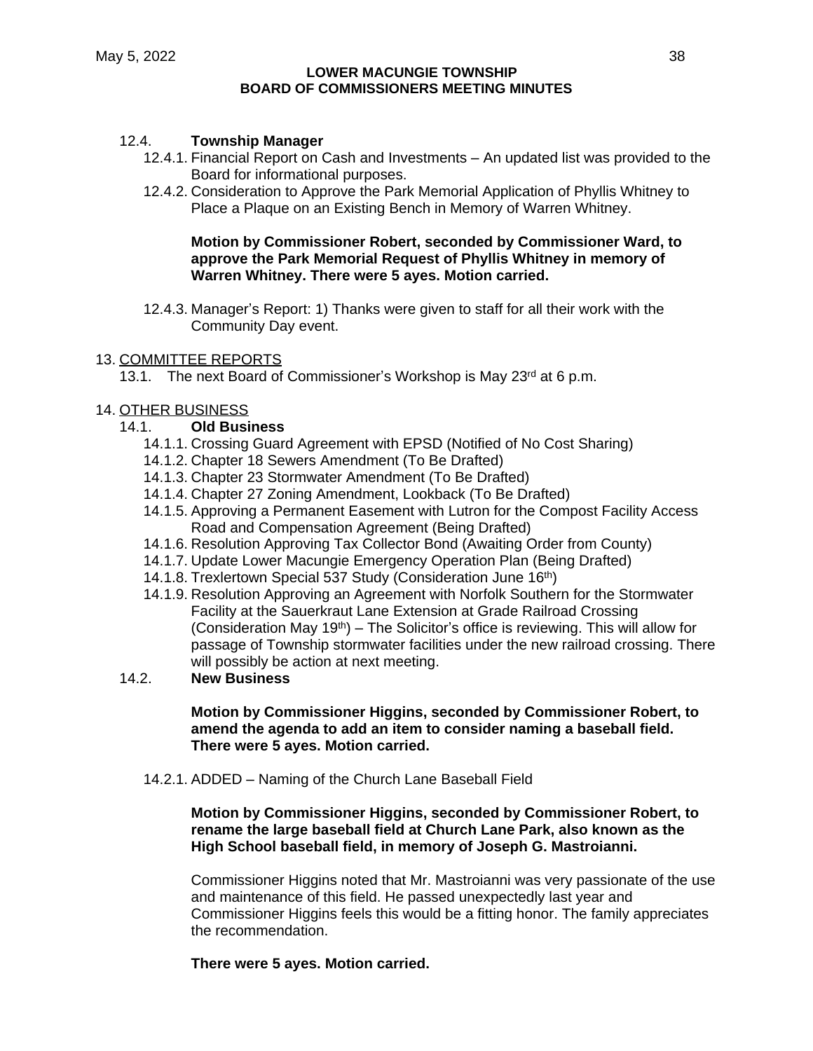12.4. **Township Manager**

12.4.1. Financial Report on Cash and Investments – An updated list was provided to the Board for informational purposes.

12.4.2. Consideration to Approve the Park Memorial Application of Phyllis Whitney to Place a Plaque on an Existing Bench in Memory of Warren Whitney.

**Motion by Commissioner Robert, seconded by Commissioner Ward, to approve the Park Memorial Request of Phyllis Whitney in memory of Warren Whitney. There were 5 ayes. Motion carried.**

12.4.3. Manager's Report: 1) Thanks were given to staff for all their work with the Community Day event.

13. COMMITTEE REPORTS

13.1. The next Board of Commissioner's Workshop is May 23rd at 6 p.m.

14. OTHER BUSINESS

14.1. **Old Business**

14.1.1. Crossing Guard Agreement with EPSD (Notified of No Cost Sharing)

14.1.2. Chapter 18 Sewers Amendment (To Be Drafted)

14.1.3. Chapter 23 Stormwater Amendment (To Be Drafted)

14.1.4. Chapter 27 Zoning Amendment, Lookback (To Be Drafted)

14.1.5. Approving a Permanent Easement with Lutron for the Compost Facility Access Road and Compensation Agreement (Being Drafted)

14.1.6. Resolution Approving Tax Collector Bond (Awaiting Order from County)

14.1.7. Update Lower Macungie Emergency Operation Plan (Being Drafted)

14.1.8. Trexlertown Special 537 Study (Consideration June 16th)

14.1.9. Resolution Approving an Agreement with Norfolk Southern for the Stormwater Facility at the Sauerkraut Lane Extension at Grade Railroad Crossing (Consideration May 19th) – The Solicitor's office is reviewing. This will allow for passage of Township stormwater facilities under the new railroad crossing. There will possibly be action at next meeting.

14.2. **New Business**

**Motion by Commissioner Higgins, seconded by Commissioner Robert, to amend the agenda to add an item to consider naming a baseball field. There were 5 ayes. Motion carried.**

14.2.1. ADDED – Naming of the Church Lane Baseball Field

**Motion by Commissioner Higgins, seconded by Commissioner Robert, to rename the large baseball field at Church Lane Park, also known as the High School baseball field, in memory of Joseph G. Mastroianni.**

Commissioner Higgins noted that Mr. Mastroianni was very passionate of the use and maintenance of this field. He passed unexpectedly last year and Commissioner Higgins feels this would be a fitting honor. The family appreciates the recommendation.

**There were 5 ayes. Motion carried.**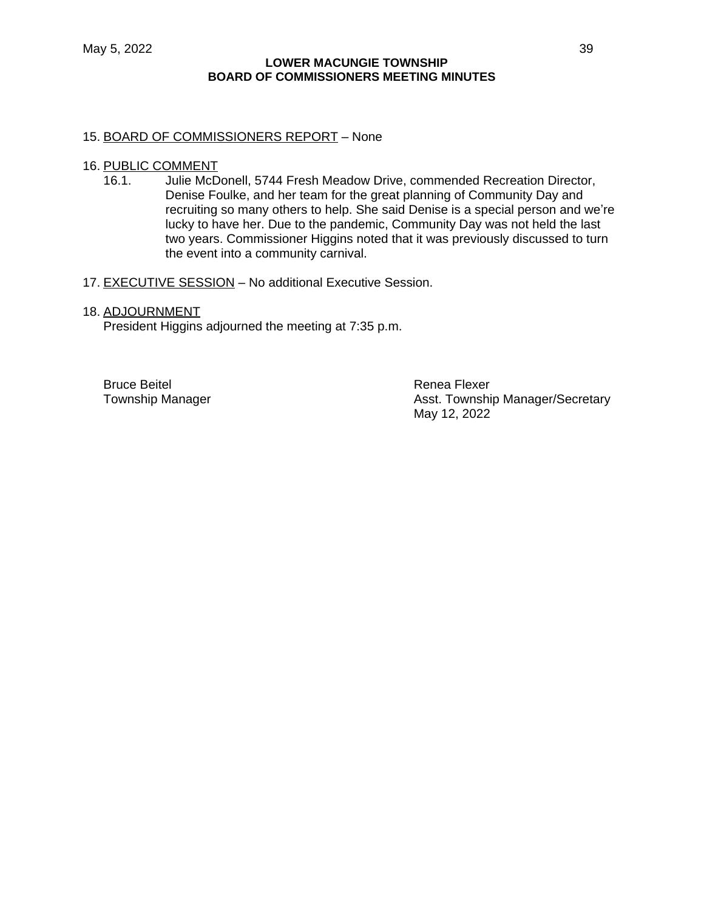15. <u>BOARD OF COMMISSIONERS REPORT</u> – None

16. <u>PUBLIC COMMENT</u>

    16.1. Julie McDonell, 5744 Fresh Meadow Drive, commended Recreation Director, Denise Foulke, and her team for the great planning of Community Day and recruiting so many others to help. She said Denise is a special person and we're lucky to have her. Due to the pandemic, Community Day was not held the last two years. Commissioner Higgins noted that it was previously discussed to turn the event into a community carnival.

17. <u>EXECUTIVE SESSION</u> – No additional Executive Session.

18. <u>ADJOURNMENT</u>

    President Higgins adjourned the meeting at 7:35 p.m.

Bruce Beitel
Township Manager

Renea Flexer
Asst. Township Manager/Secretary
May 12, 2022